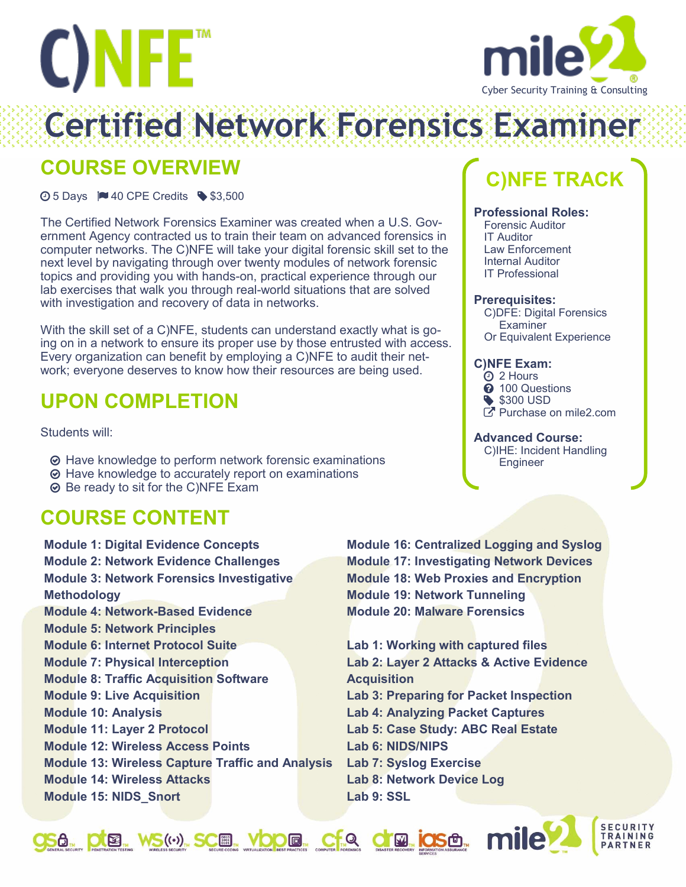# C)NFE™

mile2®
Cyber Security Training & Consulting

# Certified Network Forensics Examiner

## COURSE OVERVIEW

5 Days | 40 CPE Credits | $3,500

The Certified Network Forensics Examiner was created when a U.S. Government Agency contracted us to train their team on advanced forensics in computer networks. The C)NFE will take your digital forensic skill set to the next level by navigating through over twenty modules of network forensic topics and providing you with hands-on, practical experience through our lab exercises that walk you through real-world situations that are solved with investigation and recovery of data in networks.

With the skill set of a C)NFE, students can understand exactly what is going on in a network to ensure its proper use by those entrusted with access. Every organization can benefit by employing a C)NFE to audit their network; everyone deserves to know how their resources are being used.

## UPON COMPLETION

Students will:

- Have knowledge to perform network forensic examinations
- Have knowledge to accurately report on examinations
- Be ready to sit for the C)NFE Exam

## C)NFE TRACK

**Professional Roles:**
- Forensic Auditor
- IT Auditor
- Law Enforcement
- Internal Auditor
- IT Professional

**Prerequisites:**
- C)DFE: Digital Forensics Examiner
- Or Equivalent Experience

**C)NFE Exam:**
- 2 Hours
- 100 Questions
- $300 USD
- Purchase on mile2.com

**Advanced Course:**
- C)IHE: Incident Handling Engineer

## COURSE CONTENT

**Module 1: Digital Evidence Concepts**
**Module 2: Network Evidence Challenges**
**Module 3: Network Forensics Investigative Methodology**
**Module 4: Network-Based Evidence**
**Module 5: Network Principles**
**Module 6: Internet Protocol Suite**
**Module 7: Physical Interception**
**Module 8: Traffic Acquisition Software**
**Module 9: Live Acquisition**
**Module 10: Analysis**
**Module 11: Layer 2 Protocol**
**Module 12: Wireless Access Points**
**Module 13: Wireless Capture Traffic and Analysis**
**Module 14: Wireless Attacks**
**Module 15: NIDS_Snort**
**Module 16: Centralized Logging and Syslog**
**Module 17: Investigating Network Devices**
**Module 18: Web Proxies and Encryption**
**Module 19: Network Tunneling**
**Module 20: Malware Forensics**

**Lab 1: Working with captured files**
**Lab 2: Layer 2 Attacks & Active Evidence Acquisition**
**Lab 3: Preparing for Packet Inspection**
**Lab 4: Analyzing Packet Captures**
**Lab 5: Case Study: ABC Real Estate**
**Lab 6: NIDS/NIPS**
**Lab 7: Syslog Exercise**
**Lab 8: Network Device Log**
**Lab 9: SSL**

mile2 SECURITY TRAINING PARTNER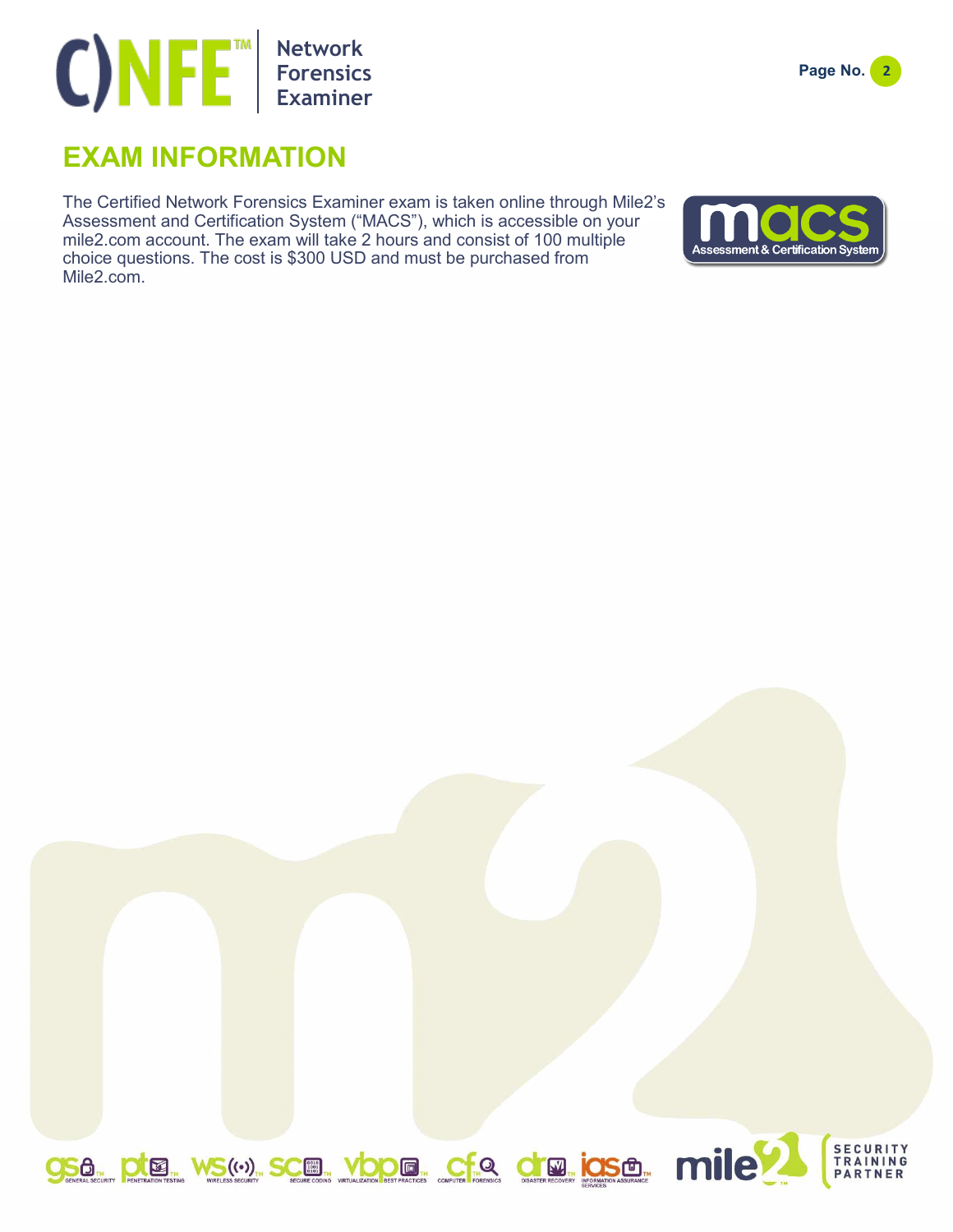# EXAM INFORMATION

The Certified Network Forensics Examiner exam is taken online through Mile2's Assessment and Certification System ("MACS"), which is accessible on your mile2.com account. The exam will take 2 hours and consist of 100 multiple choice questions. The cost is $300 USD and must be purchased from Mile2.com.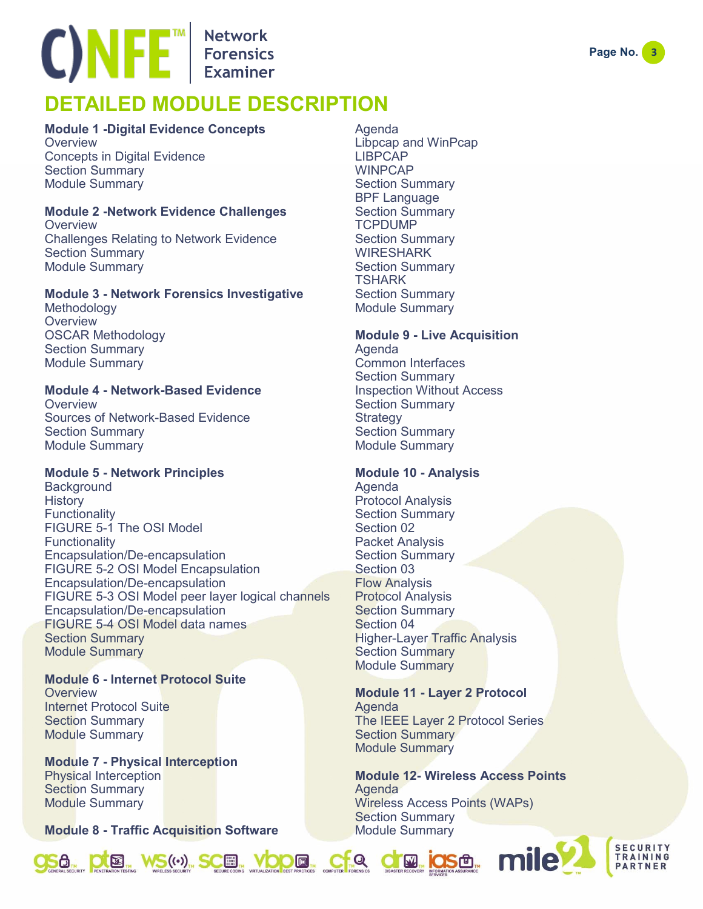# DETAILED MODULE DESCRIPTION

**Module 1 -Digital Evidence Concepts**
Overview
Concepts in Digital Evidence
Section Summary
Module Summary

**Module 2 -Network Evidence Challenges**
Overview
Challenges Relating to Network Evidence
Section Summary
Module Summary

**Module 3 - Network Forensics Investigative**
Methodology
Overview
OSCAR Methodology
Section Summary
Module Summary

**Module 4 - Network-Based Evidence**
Overview
Sources of Network-Based Evidence
Section Summary
Module Summary

**Module 5 - Network Principles**
Background
History
Functionality
FIGURE 5-1 The OSI Model
Functionality
Encapsulation/De-encapsulation
FIGURE 5-2 OSI Model Encapsulation
Encapsulation/De-encapsulation
FIGURE 5-3 OSI Model peer layer logical channels
Encapsulation/De-encapsulation
FIGURE 5-4 OSI Model data names
Section Summary
Module Summary

**Module 6 - Internet Protocol Suite**
Overview
Internet Protocol Suite
Section Summary
Module Summary

**Module 7 - Physical Interception**
Physical Interception
Section Summary
Module Summary

**Module 8 - Traffic Acquisition Software**
Agenda
Libpcap and WinPcap
LIBPCAP
WINPCAP
Section Summary
BPF Language
Section Summary
TCPDUMP
Section Summary
WIRESHARK
Section Summary
TSHARK
Section Summary
Module Summary

**Module 9 - Live Acquisition**
Agenda
Common Interfaces
Section Summary
Inspection Without Access
Section Summary
Strategy
Section Summary
Module Summary

**Module 10 - Analysis**
Agenda
Protocol Analysis
Section Summary
Section 02
Packet Analysis
Section Summary
Section 03
Flow Analysis
Protocol Analysis
Section Summary
Section 04
Higher-Layer Traffic Analysis
Section Summary
Module Summary

**Module 11 - Layer 2 Protocol**
Agenda
The IEEE Layer 2 Protocol Series
Section Summary
Module Summary

**Module 12- Wireless Access Points**
Agenda
Wireless Access Points (WAPs)
Section Summary
Module Summary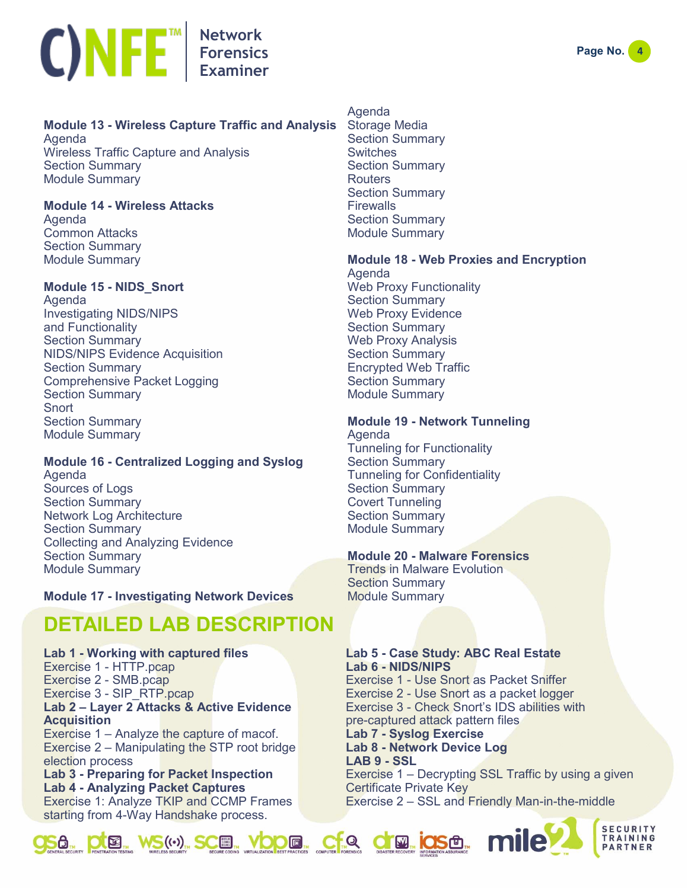**Module 13 - Wireless Capture Traffic and Analysis**
Agenda
Wireless Traffic Capture and Analysis
Section Summary
Module Summary

**Module 14 - Wireless Attacks**
Agenda
Common Attacks
Section Summary
Module Summary

**Module 15 - NIDS_Snort**
Agenda
Investigating NIDS/NIPS
and Functionality
Section Summary
NIDS/NIPS Evidence Acquisition
Section Summary
Comprehensive Packet Logging
Section Summary
Snort
Section Summary
Module Summary

**Module 16 - Centralized Logging and Syslog**
Agenda
Sources of Logs
Section Summary
Network Log Architecture
Section Summary
Collecting and Analyzing Evidence
Section Summary
Module Summary

**Module 17 - Investigating Network Devices**
Agenda
Storage Media
Section Summary
Switches
Section Summary
Routers
Section Summary
Firewalls
Section Summary
Module Summary

**Module 18 - Web Proxies and Encryption**
Agenda
Web Proxy Functionality
Section Summary
Web Proxy Evidence
Section Summary
Web Proxy Analysis
Section Summary
Encrypted Web Traffic
Section Summary
Module Summary

**Module 19 - Network Tunneling**
Agenda
Tunneling for Functionality
Section Summary
Tunneling for Confidentiality
Section Summary
Covert Tunneling
Section Summary
Module Summary

**Module 20 - Malware Forensics**
Trends in Malware Evolution
Section Summary
Module Summary

# DETAILED LAB DESCRIPTION

**Lab 1 - Working with captured files**
Exercise 1 - HTTP.pcap
Exercise 2 - SMB.pcap
Exercise 3 - SIP_RTP.pcap
**Lab 2 – Layer 2 Attacks & Active Evidence Acquisition**
Exercise 1 – Analyze the capture of macof.
Exercise 2 – Manipulating the STP root bridge election process
**Lab 3 - Preparing for Packet Inspection**
**Lab 4 - Analyzing Packet Captures**
Exercise 1: Analyze TKIP and CCMP Frames starting from 4-Way Handshake process.
**Lab 5 - Case Study: ABC Real Estate**
**Lab 6 - NIDS/NIPS**
Exercise 1 - Use Snort as Packet Sniffer
Exercise 2 - Use Snort as a packet logger
Exercise 3 - Check Snort's IDS abilities with pre-captured attack pattern files
**Lab 7 - Syslog Exercise**
**Lab 8 - Network Device Log**
**LAB 9 - SSL**
Exercise 1 – Decrypting SSL Traffic by using a given Certificate Private Key
Exercise 2 – SSL and Friendly Man-in-the-middle